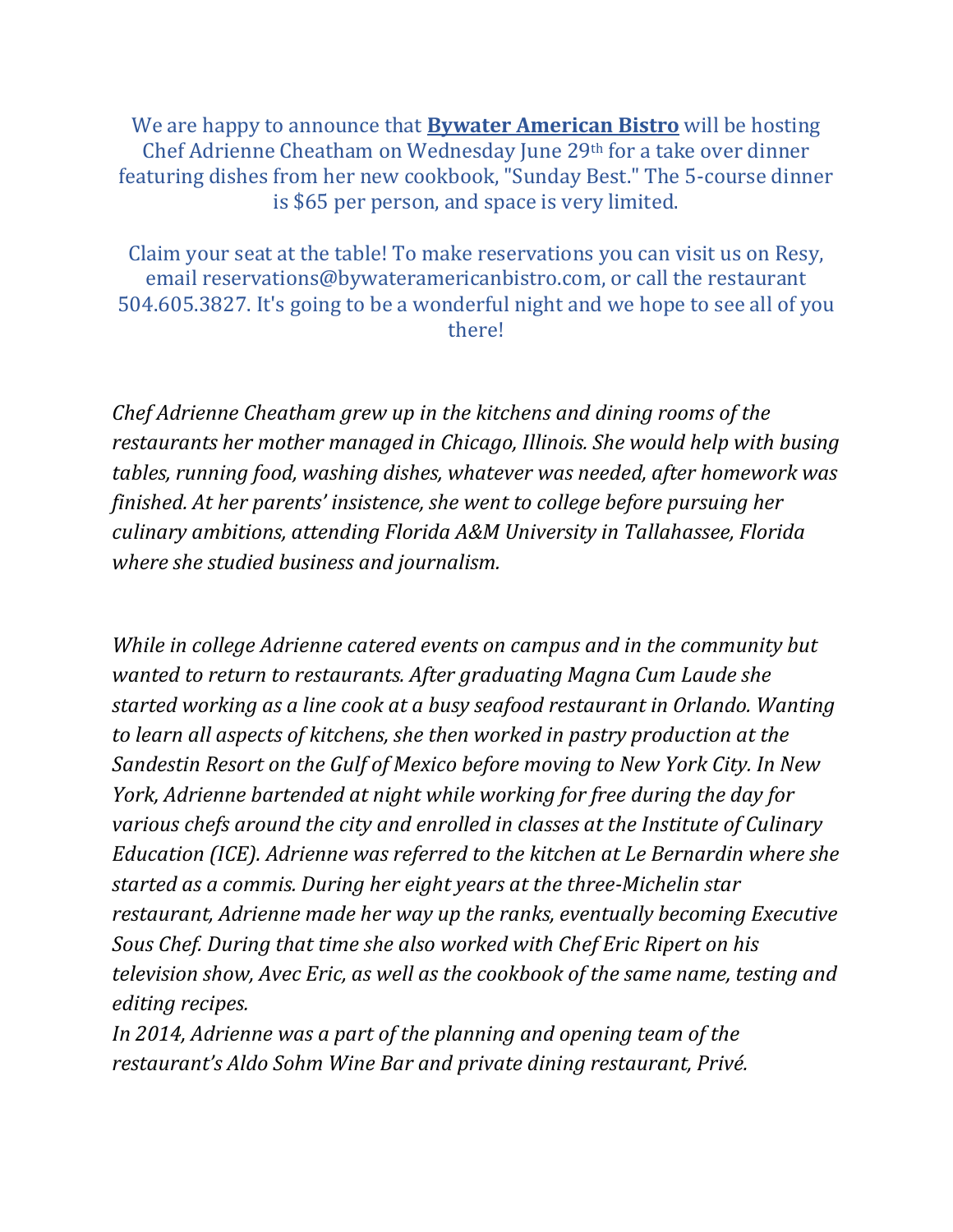We are happy to announce that **Bywater American Bistro** will be hosting Chef Adrienne Cheatham on Wednesday June 29th for a take over dinner featuring dishes from her new cookbook, "Sunday Best." The 5-course dinner is $65 per person, and space is very limited.

Claim your seat at the table! To make reservations you can visit us on Resy, email reservations@bywateramericanbistro.com, or call the restaurant 504.605.3827. It's going to be a wonderful night and we hope to see all of you there!

*Chef Adrienne Cheatham grew up in the kitchens and dining rooms of the restaurants her mother managed in Chicago, Illinois. She would help with busing tables, running food, washing dishes, whatever was needed, after homework was finished. At her parents' insistence, she went to college before pursuing her culinary ambitions, attending Florida A&M University in Tallahassee, Florida where she studied business and journalism.*

*While in college Adrienne catered events on campus and in the community but wanted to return to restaurants. After graduating Magna Cum Laude she started working as a line cook at a busy seafood restaurant in Orlando. Wanting to learn all aspects of kitchens, she then worked in pastry production at the Sandestin Resort on the Gulf of Mexico before moving to New York City. In New York, Adrienne bartended at night while working for free during the day for various chefs around the city and enrolled in classes at the Institute of Culinary Education (ICE). Adrienne was referred to the kitchen at Le Bernardin where she started as a commis. During her eight years at the three-Michelin star restaurant, Adrienne made her way up the ranks, eventually becoming Executive Sous Chef. During that time she also worked with Chef Eric Ripert on his television show, Avec Eric, as well as the cookbook of the same name, testing and editing recipes.*
*In 2014, Adrienne was a part of the planning and opening team of the restaurant's Aldo Sohm Wine Bar and private dining restaurant, Privé.*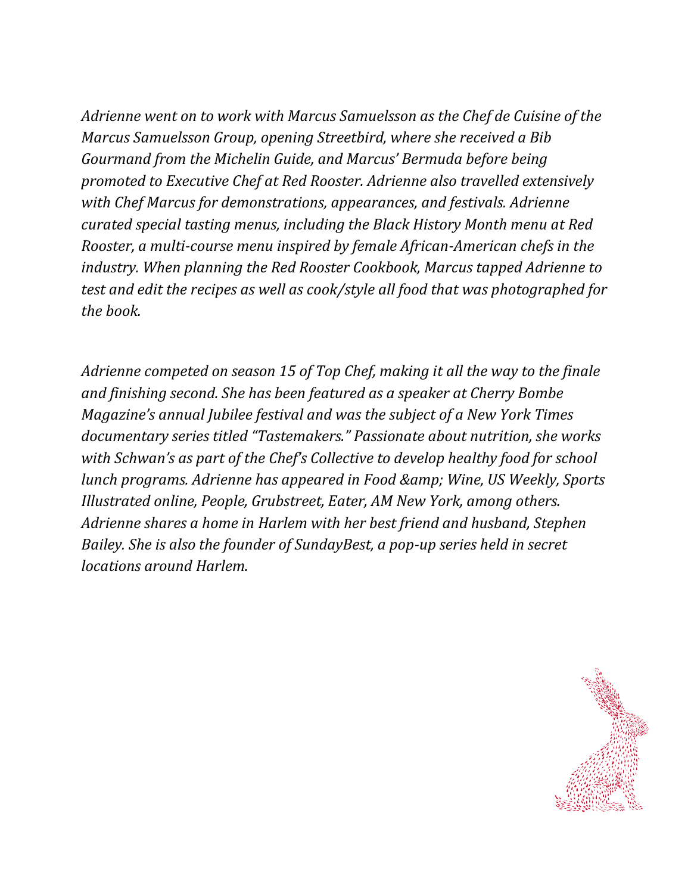*Adrienne went on to work with Marcus Samuelsson as the Chef de Cuisine of the Marcus Samuelsson Group, opening Streetbird, where she received a Bib Gourmand from the Michelin Guide, and Marcus' Bermuda before being promoted to Executive Chef at Red Rooster. Adrienne also travelled extensively with Chef Marcus for demonstrations, appearances, and festivals. Adrienne curated special tasting menus, including the Black History Month menu at Red Rooster, a multi-course menu inspired by female African-American chefs in the industry. When planning the Red Rooster Cookbook, Marcus tapped Adrienne to test and edit the recipes as well as cook/style all food that was photographed for the book.*

*Adrienne competed on season 15 of Top Chef, making it all the way to the finale and finishing second. She has been featured as a speaker at Cherry Bombe Magazine's annual Jubilee festival and was the subject of a New York Times documentary series titled "Tastemakers." Passionate about nutrition, she works with Schwan's as part of the Chef's Collective to develop healthy food for school lunch programs. Adrienne has appeared in Food &amp; Wine, US Weekly, Sports Illustrated online, People, Grubstreet, Eater, AM New York, among others. Adrienne shares a home in Harlem with her best friend and husband, Stephen Bailey. She is also the founder of SundayBest, a pop-up series held in secret locations around Harlem.*